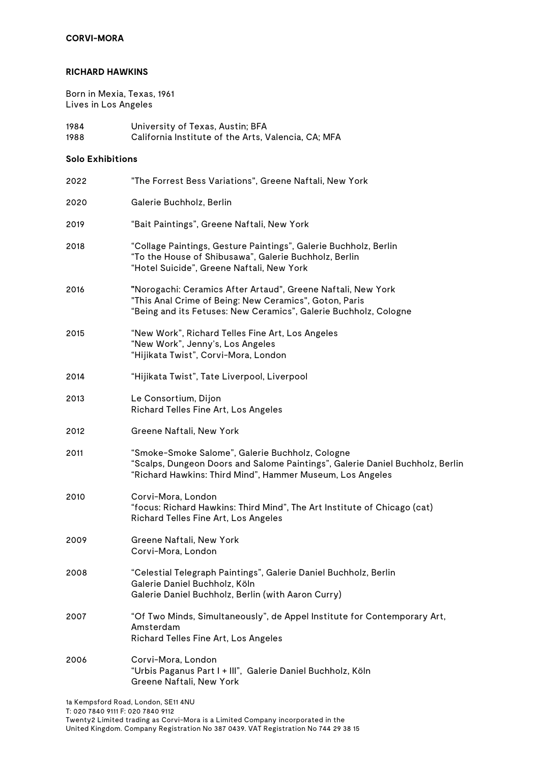**CORVI-MORA**

**RICHARD HAWKINS**

Born in Mexia, Texas, 1961
Lives in Los Angeles

| | |
|---|---|
| 1984 | University of Texas, Austin; BFA |
| 1988 | California Institute of the Arts, Valencia, CA; MFA |

**Solo Exhibitions**

| | |
|---|---|
| 2022 | "The Forrest Bess Variations", Greene Naftali, New York |
| 2020 | Galerie Buchholz, Berlin |
| 2019 | “Bait Paintings”, Greene Naftali, New York |
| 2018 | “Collage Paintings, Gesture Paintings”, Galerie Buchholz, Berlin<br>“To the House of Shibusawa”, Galerie Buchholz, Berlin<br>“Hotel Suicide”, Greene Naftali, New York |
| 2016 | "Norogachi: Ceramics After Artaud", Greene Naftali, New York<br>"This Anal Crime of Being: New Ceramics", Goton, Paris<br>“Being and its Fetuses: New Ceramics”, Galerie Buchholz, Cologne |
| 2015 | “New Work”, Richard Telles Fine Art, Los Angeles<br>“New Work”, Jenny’s, Los Angeles<br>“Hijikata Twist”, Corvi-Mora, London |
| 2014 | “Hijikata Twist”, Tate Liverpool, Liverpool |
| 2013 | Le Consortium, Dijon<br>Richard Telles Fine Art, Los Angeles |
| 2012 | Greene Naftali, New York |
| 2011 | “Smoke-Smoke Salome”, Galerie Buchholz, Cologne<br>“Scalps, Dungeon Doors and Salome Paintings”, Galerie Daniel Buchholz, Berlin<br>“Richard Hawkins: Third Mind”, Hammer Museum, Los Angeles |
| 2010 | Corvi-Mora, London<br>“focus: Richard Hawkins: Third Mind”, The Art Institute of Chicago (cat)<br>Richard Telles Fine Art, Los Angeles |
| 2009 | Greene Naftali, New York<br>Corvi-Mora, London |
| 2008 | “Celestial Telegraph Paintings”, Galerie Daniel Buchholz, Berlin<br>Galerie Daniel Buchholz, Köln<br>Galerie Daniel Buchholz, Berlin (with Aaron Curry) |
| 2007 | “Of Two Minds, Simultaneously”, de Appel Institute for Contemporary Art, Amsterdam<br>Richard Telles Fine Art, Los Angeles |
| 2006 | Corvi-Mora, London<br>“Urbis Paganus Part I + III”, Galerie Daniel Buchholz, Köln<br>Greene Naftali, New York |

1a Kempsford Road, London, SE11 4NU
T: 020 7840 9111 F: 020 7840 9112
Twenty2 Limited trading as Corvi-Mora is a Limited Company incorporated in the United Kingdom. Company Registration No 387 0439. VAT Registration No 744 29 38 15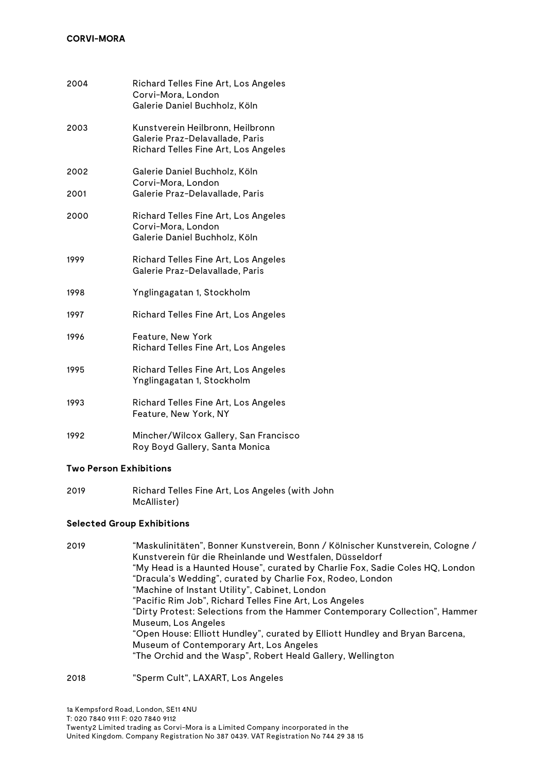2004 Richard Telles Fine Art, Los Angeles
Corvi-Mora, London
Galerie Daniel Buchholz, Köln

2003 Kunstverein Heilbronn, Heilbronn
Galerie Praz-Delavallade, Paris
Richard Telles Fine Art, Los Angeles

2002 Galerie Daniel Buchholz, Köln
Corvi-Mora, London

2001 Galerie Praz-Delavallade, Paris

2000 Richard Telles Fine Art, Los Angeles
Corvi-Mora, London
Galerie Daniel Buchholz, Köln

1999 Richard Telles Fine Art, Los Angeles
Galerie Praz-Delavallade, Paris

1998 Ynglingagatan 1, Stockholm

1997 Richard Telles Fine Art, Los Angeles

1996 Feature, New York
Richard Telles Fine Art, Los Angeles

1995 Richard Telles Fine Art, Los Angeles
Ynglingagatan 1, Stockholm

1993 Richard Telles Fine Art, Los Angeles
Feature, New York, NY

1992 Mincher/Wilcox Gallery, San Francisco
Roy Boyd Gallery, Santa Monica

**Two Person Exhibitions**

2019 Richard Telles Fine Art, Los Angeles (with John McAllister)

**Selected Group Exhibitions**

2019 "Maskulinitäten", Bonner Kunstverein, Bonn / Kölnischer Kunstverein, Cologne / Kunstverein für die Rheinlande und Westfalen, Düsseldorf
"My Head is a Haunted House", curated by Charlie Fox, Sadie Coles HQ, London
"Dracula's Wedding", curated by Charlie Fox, Rodeo, London
"Machine of Instant Utility", Cabinet, London
"Pacific Rim Job", Richard Telles Fine Art, Los Angeles
"Dirty Protest: Selections from the Hammer Contemporary Collection", Hammer Museum, Los Angeles
"Open House: Elliott Hundley", curated by Elliott Hundley and Bryan Barcena, Museum of Contemporary Art, Los Angeles
"The Orchid and the Wasp", Robert Heald Gallery, Wellington

2018 "Sperm Cult", LAXART, Los Angeles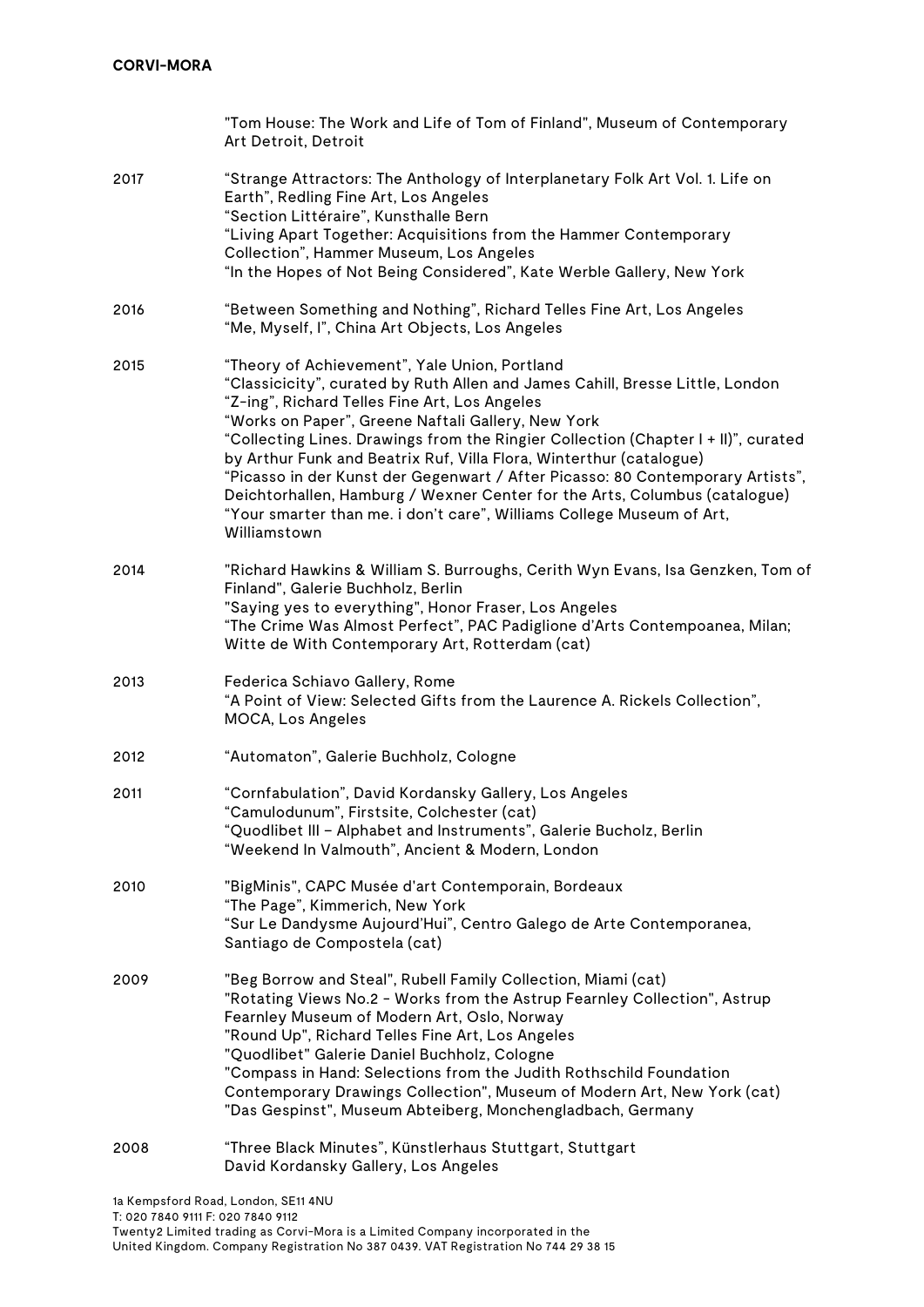"Tom House: The Work and Life of Tom of Finland", Museum of Contemporary Art Detroit, Detroit

2017
"Strange Attractors: The Anthology of Interplanetary Folk Art Vol. 1. Life on Earth", Redling Fine Art, Los Angeles
"Section Littéraire", Kunsthalle Bern
"Living Apart Together: Acquisitions from the Hammer Contemporary Collection", Hammer Museum, Los Angeles
"In the Hopes of Not Being Considered", Kate Werble Gallery, New York

2016
"Between Something and Nothing", Richard Telles Fine Art, Los Angeles
"Me, Myself, I", China Art Objects, Los Angeles

2015
"Theory of Achievement", Yale Union, Portland
"Classicicity", curated by Ruth Allen and James Cahill, Bresse Little, London
"Z-ing", Richard Telles Fine Art, Los Angeles
"Works on Paper", Greene Naftali Gallery, New York
"Collecting Lines. Drawings from the Ringier Collection (Chapter I + II)", curated by Arthur Funk and Beatrix Ruf, Villa Flora, Winterthur (catalogue)
"Picasso in der Kunst der Gegenwart / After Picasso: 80 Contemporary Artists", Deichtorhallen, Hamburg / Wexner Center for the Arts, Columbus (catalogue)
"Your smarter than me. i don't care", Williams College Museum of Art, Williamstown

2014
"Richard Hawkins & William S. Burroughs, Cerith Wyn Evans, Isa Genzken, Tom of Finland", Galerie Buchholz, Berlin
"Saying yes to everything", Honor Fraser, Los Angeles
"The Crime Was Almost Perfect", PAC Padiglione d'Arts Contempoanea, Milan; Witte de With Contemporary Art, Rotterdam (cat)

2013
Federica Schiavo Gallery, Rome
"A Point of View: Selected Gifts from the Laurence A. Rickels Collection", MOCA, Los Angeles

2012
"Automaton", Galerie Buchholz, Cologne

2011
"Cornfabulation", David Kordansky Gallery, Los Angeles
"Camulodunum", Firstsite, Colchester (cat)
"Quodlibet III – Alphabet and Instruments", Galerie Bucholz, Berlin
"Weekend In Valmouth", Ancient & Modern, London

2010
"BigMinis", CAPC Musée d'art Contemporain, Bordeaux
"The Page", Kimmerich, New York
"Sur Le Dandysme Aujourd'Hui", Centro Galego de Arte Contemporanea, Santiago de Compostela (cat)

2009
"Beg Borrow and Steal", Rubell Family Collection, Miami (cat)
"Rotating Views No.2 - Works from the Astrup Fearnley Collection", Astrup Fearnley Museum of Modern Art, Oslo, Norway
"Round Up", Richard Telles Fine Art, Los Angeles
"Quodlibet" Galerie Daniel Buchholz, Cologne
"Compass in Hand: Selections from the Judith Rothschild Foundation Contemporary Drawings Collection", Museum of Modern Art, New York (cat)
"Das Gespinst", Museum Abteiberg, Monchengladbach, Germany

2008
"Three Black Minutes", Künstlerhaus Stuttgart, Stuttgart
David Kordansky Gallery, Los Angeles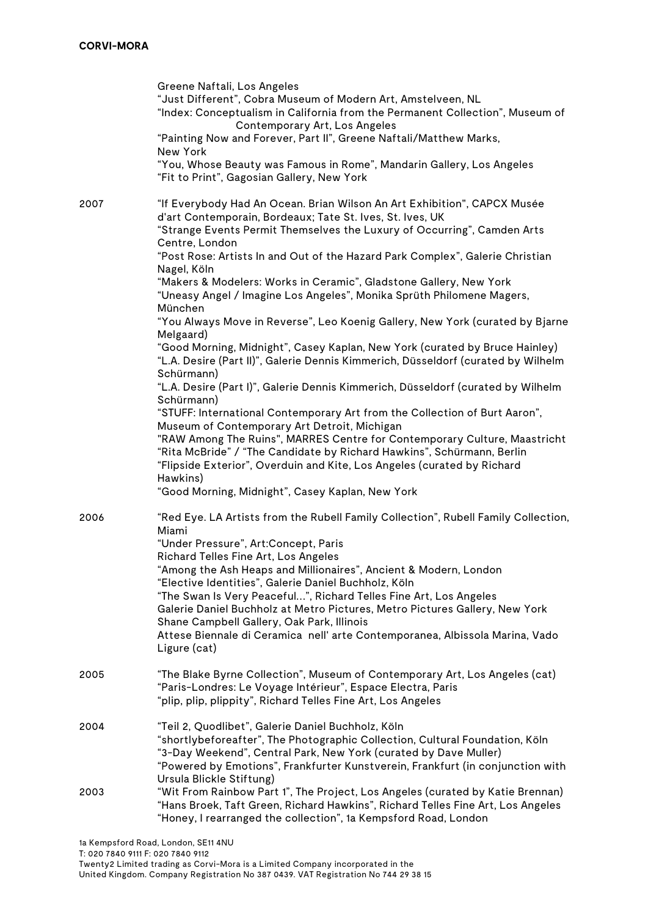Greene Naftali, Los Angeles
"Just Different", Cobra Museum of Modern Art, Amstelveen, NL
"Index: Conceptualism in California from the Permanent Collection", Museum of Contemporary Art, Los Angeles
"Painting Now and Forever, Part II", Greene Naftali/Matthew Marks, New York
"You, Whose Beauty was Famous in Rome", Mandarin Gallery, Los Angeles
"Fit to Print", Gagosian Gallery, New York

| | |
|---|---|
| 2007 | "If Everybody Had An Ocean. Brian Wilson An Art Exhibition", CAPCX Musée d'art Contemporain, Bordeaux; Tate St. Ives, St. Ives, UK<br>"Strange Events Permit Themselves the Luxury of Occurring", Camden Arts Centre, London<br>"Post Rose: Artists In and Out of the Hazard Park Complex", Galerie Christian Nagel, Köln<br>"Makers & Modelers: Works in Ceramic", Gladstone Gallery, New York<br>"Uneasy Angel / Imagine Los Angeles", Monika Sprüth Philomene Magers, München<br>"You Always Move in Reverse", Leo Koenig Gallery, New York (curated by Bjarne Melgaard)<br>"Good Morning, Midnight", Casey Kaplan, New York (curated by Bruce Hainley)<br>"L.A. Desire (Part II)", Galerie Dennis Kimmerich, Düsseldorf (curated by Wilhelm Schürmann)<br>"L.A. Desire (Part I)", Galerie Dennis Kimmerich, Düsseldorf (curated by Wilhelm Schürmann)<br>"STUFF: International Contemporary Art from the Collection of Burt Aaron", Museum of Contemporary Art Detroit, Michigan<br>"RAW Among The Ruins", MARRES Centre for Contemporary Culture, Maastricht<br>"Rita McBride" / "The Candidate by Richard Hawkins", Schürmann, Berlin<br>"Flipside Exterior", Overduin and Kite, Los Angeles (curated by Richard Hawkins)<br>"Good Morning, Midnight", Casey Kaplan, New York |
| 2006 | "Red Eye. LA Artists from the Rubell Family Collection", Rubell Family Collection, Miami<br>"Under Pressure", Art:Concept, Paris<br>Richard Telles Fine Art, Los Angeles<br>"Among the Ash Heaps and Millionaires", Ancient & Modern, London<br>"Elective Identities", Galerie Daniel Buchholz, Köln<br>"The Swan Is Very Peaceful…", Richard Telles Fine Art, Los Angeles<br>Galerie Daniel Buchholz at Metro Pictures, Metro Pictures Gallery, New York<br>Shane Campbell Gallery, Oak Park, Illinois<br>Attese Biennale di Ceramica nell' arte Contemporanea, Albissola Marina, Vado Ligure (cat) |
| 2005 | "The Blake Byrne Collection", Museum of Contemporary Art, Los Angeles (cat)<br>"Paris-Londres: Le Voyage Intérieur", Espace Electra, Paris<br>"plip, plip, plippity", Richard Telles Fine Art, Los Angeles |
| 2004 | "Teil 2, Quodlibet", Galerie Daniel Buchholz, Köln<br>"shortlybeforeafter", The Photographic Collection, Cultural Foundation, Köln<br>"3-Day Weekend", Central Park, New York (curated by Dave Muller)<br>"Powered by Emotions", Frankfurter Kunstverein, Frankfurt (in conjunction with Ursula Blickle Stiftung) |
| 2003 | "Wit From Rainbow Part 1", The Project, Los Angeles (curated by Katie Brennan)<br>"Hans Broek, Taft Green, Richard Hawkins", Richard Telles Fine Art, Los Angeles<br>"Honey, I rearranged the collection", 1a Kempsford Road, London |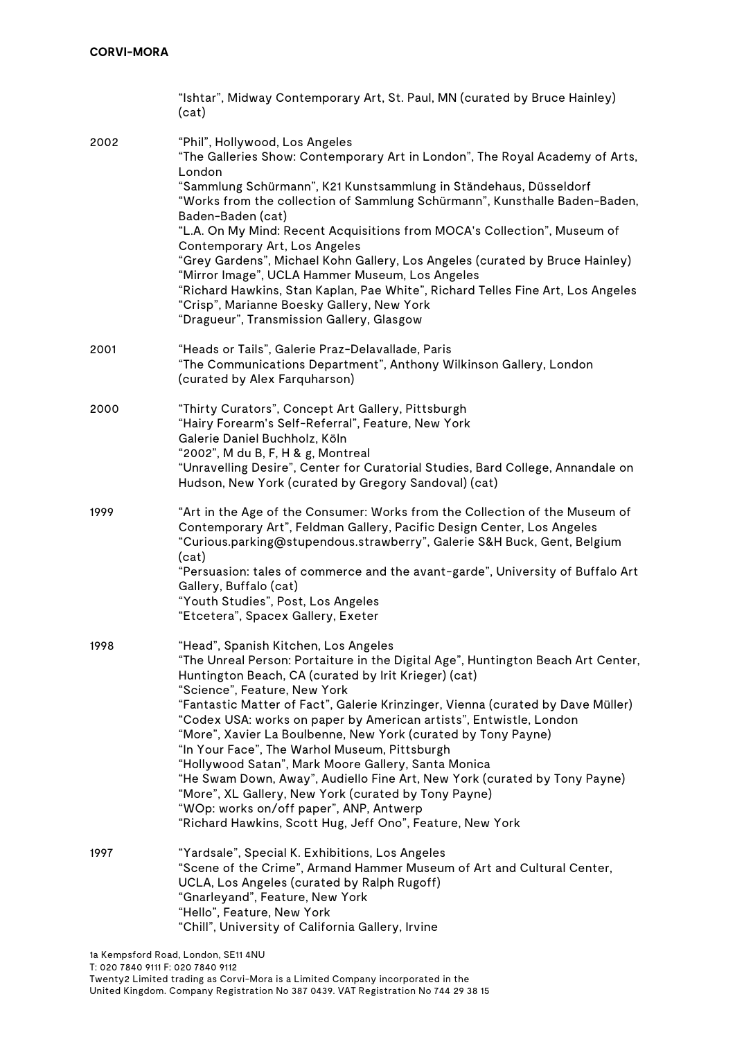"Ishtar", Midway Contemporary Art, St. Paul, MN (curated by Bruce Hainley) (cat)

2002
"Phil", Hollywood, Los Angeles
"The Galleries Show: Contemporary Art in London", The Royal Academy of Arts, London
"Sammlung Schürmann", K21 Kunstsammlung in Ständehaus, Düsseldorf
"Works from the collection of Sammlung Schürmann", Kunsthalle Baden-Baden, Baden-Baden (cat)
"L.A. On My Mind: Recent Acquisitions from MOCA's Collection", Museum of Contemporary Art, Los Angeles
"Grey Gardens", Michael Kohn Gallery, Los Angeles (curated by Bruce Hainley)
"Mirror Image", UCLA Hammer Museum, Los Angeles
"Richard Hawkins, Stan Kaplan, Pae White", Richard Telles Fine Art, Los Angeles
"Crisp", Marianne Boesky Gallery, New York
"Dragueur", Transmission Gallery, Glasgow

2001
"Heads or Tails", Galerie Praz-Delavallade, Paris
"The Communications Department", Anthony Wilkinson Gallery, London (curated by Alex Farquharson)

2000
"Thirty Curators", Concept Art Gallery, Pittsburgh
"Hairy Forearm's Self-Referral", Feature, New York
Galerie Daniel Buchholz, Köln
"2002", M du B, F, H & g, Montreal
"Unravelling Desire", Center for Curatorial Studies, Bard College, Annandale on Hudson, New York (curated by Gregory Sandoval) (cat)

1999
"Art in the Age of the Consumer: Works from the Collection of the Museum of Contemporary Art", Feldman Gallery, Pacific Design Center, Los Angeles
"Curious.parking@stupendous.strawberry", Galerie S&H Buck, Gent, Belgium (cat)
"Persuasion: tales of commerce and the avant-garde", University of Buffalo Art Gallery, Buffalo (cat)
"Youth Studies", Post, Los Angeles
"Etcetera", Spacex Gallery, Exeter

1998
"Head", Spanish Kitchen, Los Angeles
"The Unreal Person: Portaiture in the Digital Age", Huntington Beach Art Center, Huntington Beach, CA (curated by Irit Krieger) (cat)
"Science", Feature, New York
"Fantastic Matter of Fact", Galerie Krinzinger, Vienna (curated by Dave Müller)
"Codex USA: works on paper by American artists", Entwistle, London
"More", Xavier La Boulbenne, New York (curated by Tony Payne)
"In Your Face", The Warhol Museum, Pittsburgh
"Hollywood Satan", Mark Moore Gallery, Santa Monica
"He Swam Down, Away", Audiello Fine Art, New York (curated by Tony Payne)
"More", XL Gallery, New York (curated by Tony Payne)
"WOp: works on/off paper", ANP, Antwerp
"Richard Hawkins, Scott Hug, Jeff Ono", Feature, New York

1997
"Yardsale", Special K. Exhibitions, Los Angeles
"Scene of the Crime", Armand Hammer Museum of Art and Cultural Center, UCLA, Los Angeles (curated by Ralph Rugoff)
"Gnarleyand", Feature, New York
"Hello", Feature, New York
"Chill", University of California Gallery, Irvine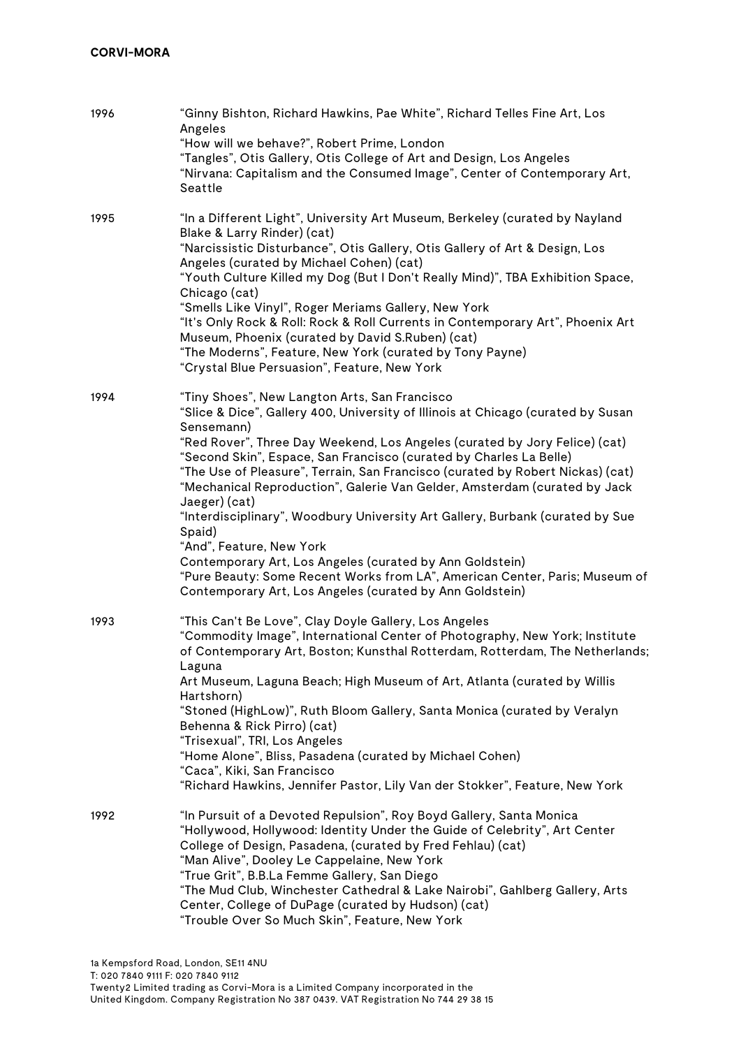| | |
|---|---|
| 1996 | "Ginny Bishton, Richard Hawkins, Pae White", Richard Telles Fine Art, Los Angeles<br>"How will we behave?", Robert Prime, London<br>"Tangles", Otis Gallery, Otis College of Art and Design, Los Angeles<br>"Nirvana: Capitalism and the Consumed Image", Center of Contemporary Art, Seattle |
| 1995 | "In a Different Light", University Art Museum, Berkeley (curated by Nayland Blake & Larry Rinder) (cat)<br>"Narcissistic Disturbance", Otis Gallery, Otis Gallery of Art & Design, Los Angeles (curated by Michael Cohen) (cat)<br>"Youth Culture Killed my Dog (But I Don't Really Mind)", TBA Exhibition Space, Chicago (cat)<br>"Smells Like Vinyl", Roger Meriams Gallery, New York<br>"It's Only Rock & Roll: Rock & Roll Currents in Contemporary Art", Phoenix Art Museum, Phoenix (curated by David S.Ruben) (cat)<br>"The Moderns", Feature, New York (curated by Tony Payne)<br>"Crystal Blue Persuasion", Feature, New York |
| 1994 | "Tiny Shoes", New Langton Arts, San Francisco<br>"Slice & Dice", Gallery 400, University of Illinois at Chicago (curated by Susan Sensemann)<br>"Red Rover", Three Day Weekend, Los Angeles (curated by Jory Felice) (cat)<br>"Second Skin", Espace, San Francisco (curated by Charles La Belle)<br>"The Use of Pleasure", Terrain, San Francisco (curated by Robert Nickas) (cat)<br>"Mechanical Reproduction", Galerie Van Gelder, Amsterdam (curated by Jack Jaeger) (cat)<br>"Interdisciplinary", Woodbury University Art Gallery, Burbank (curated by Sue Spaid)<br>"And", Feature, New York<br>Contemporary Art, Los Angeles (curated by Ann Goldstein)<br>"Pure Beauty: Some Recent Works from LA", American Center, Paris; Museum of Contemporary Art, Los Angeles (curated by Ann Goldstein) |
| 1993 | "This Can't Be Love", Clay Doyle Gallery, Los Angeles<br>"Commodity Image", International Center of Photography, New York; Institute of Contemporary Art, Boston; Kunsthal Rotterdam, Rotterdam, The Netherlands; Laguna<br>Art Museum, Laguna Beach; High Museum of Art, Atlanta (curated by Willis Hartshorn)<br>"Stoned (HighLow)", Ruth Bloom Gallery, Santa Monica (curated by Veralyn Behenna & Rick Pirro) (cat)<br>"Trisexual", TRI, Los Angeles<br>"Home Alone", Bliss, Pasadena (curated by Michael Cohen)<br>"Caca", Kiki, San Francisco<br>"Richard Hawkins, Jennifer Pastor, Lily Van der Stokker", Feature, New York |
| 1992 | "In Pursuit of a Devoted Repulsion", Roy Boyd Gallery, Santa Monica<br>"Hollywood, Hollywood: Identity Under the Guide of Celebrity", Art Center College of Design, Pasadena, (curated by Fred Fehlau) (cat)<br>"Man Alive", Dooley Le Cappelaine, New York<br>"True Grit", B.B.La Femme Gallery, San Diego<br>"The Mud Club, Winchester Cathedral & Lake Nairobi", Gahlberg Gallery, Arts Center, College of DuPage (curated by Hudson) (cat)<br>"Trouble Over So Much Skin", Feature, New York |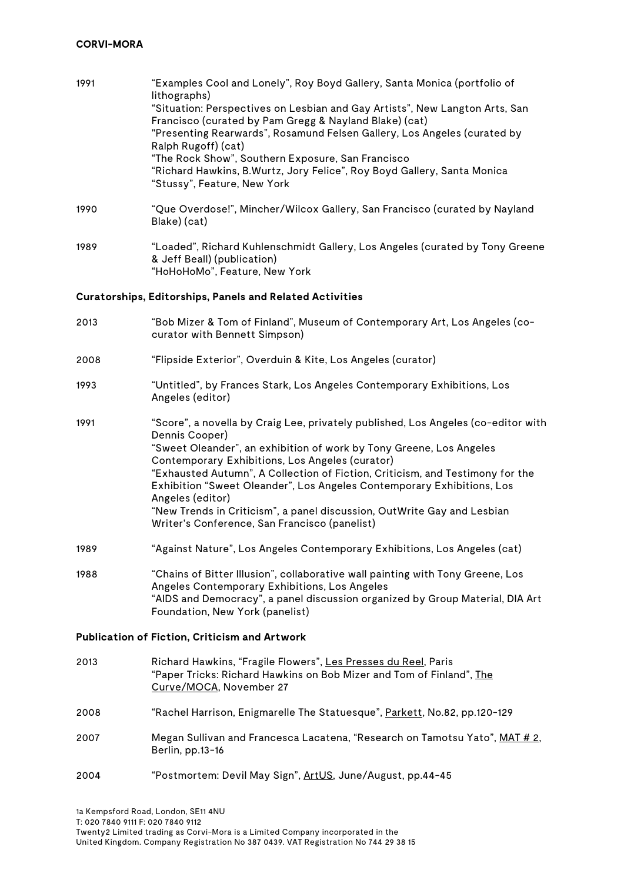1991 "Examples Cool and Lonely", Roy Boyd Gallery, Santa Monica (portfolio of lithographs)
"Situation: Perspectives on Lesbian and Gay Artists", New Langton Arts, San Francisco (curated by Pam Gregg & Nayland Blake) (cat)
"Presenting Rearwards", Rosamund Felsen Gallery, Los Angeles (curated by Ralph Rugoff) (cat)
"The Rock Show", Southern Exposure, San Francisco
"Richard Hawkins, B.Wurtz, Jory Felice", Roy Boyd Gallery, Santa Monica
"Stussy", Feature, New York

1990 "Que Overdose!", Mincher/Wilcox Gallery, San Francisco (curated by Nayland Blake) (cat)

1989 "Loaded", Richard Kuhlenschmidt Gallery, Los Angeles (curated by Tony Greene & Jeff Beall) (publication)
"HoHoHoMo", Feature, New York

**Curatorships, Editorships, Panels and Related Activities**

2013 "Bob Mizer & Tom of Finland", Museum of Contemporary Art, Los Angeles (co-curator with Bennett Simpson)

2008 "Flipside Exterior", Overduin & Kite, Los Angeles (curator)

1993 "Untitled", by Frances Stark, Los Angeles Contemporary Exhibitions, Los Angeles (editor)

1991 "Score", a novella by Craig Lee, privately published, Los Angeles (co-editor with Dennis Cooper)
"Sweet Oleander", an exhibition of work by Tony Greene, Los Angeles Contemporary Exhibitions, Los Angeles (curator)
"Exhausted Autumn", A Collection of Fiction, Criticism, and Testimony for the Exhibition "Sweet Oleander", Los Angeles Contemporary Exhibitions, Los Angeles (editor)
"New Trends in Criticism", a panel discussion, OutWrite Gay and Lesbian Writer's Conference, San Francisco (panelist)

1989 "Against Nature", Los Angeles Contemporary Exhibitions, Los Angeles (cat)

1988 "Chains of Bitter Illusion", collaborative wall painting with Tony Greene, Los Angeles Contemporary Exhibitions, Los Angeles
"AIDS and Democracy", a panel discussion organized by Group Material, DIA Art Foundation, New York (panelist)

**Publication of Fiction, Criticism and Artwork**

2013 Richard Hawkins, "Fragile Flowers", Les Presses du Reel, Paris
"Paper Tricks: Richard Hawkins on Bob Mizer and Tom of Finland", The Curve/MOCA, November 27

2008 "Rachel Harrison, Enigmarelle The Statuesque", Parkett, No.82, pp.120-129

2007 Megan Sullivan and Francesca Lacatena, "Research on Tamotsu Yato", MAT # 2, Berlin, pp.13-16

2004 "Postmortem: Devil May Sign", ArtUS, June/August, pp.44-45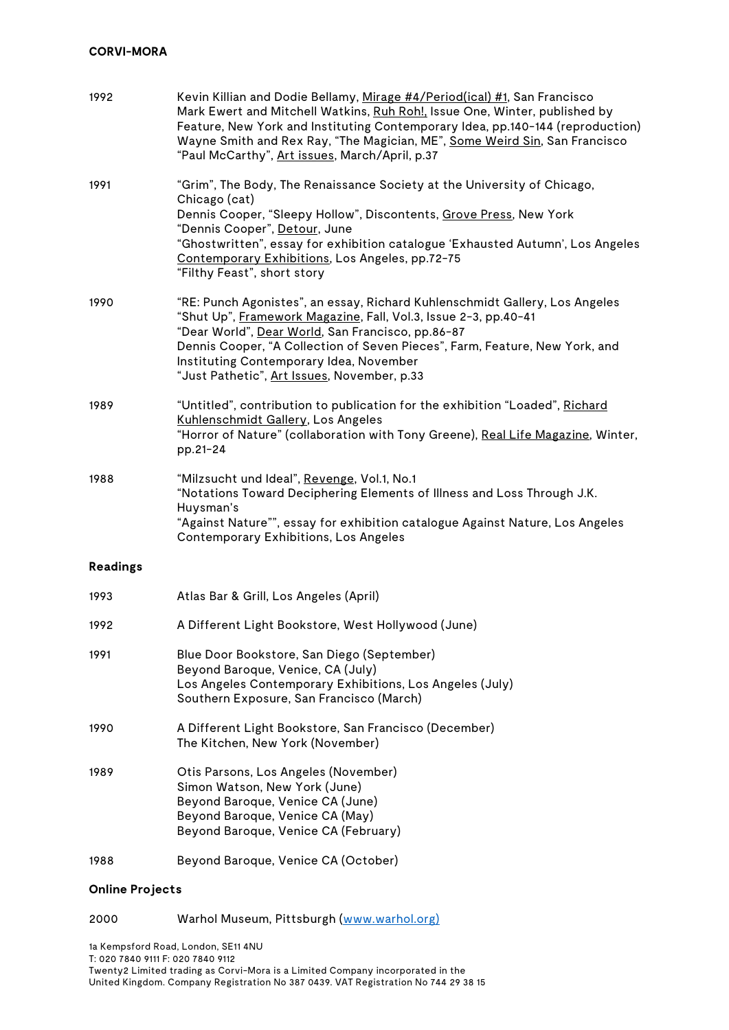| | |
|---|---|
| 1992 | Kevin Killian and Dodie Bellamy, Mirage #4/Period(ical) #1, San Francisco<br>Mark Ewert and Mitchell Watkins, Ruh Roh!, Issue One, Winter, published by Feature, New York and Instituting Contemporary Idea, pp.140-144 (reproduction)<br>Wayne Smith and Rex Ray, “The Magician, ME”, Some Weird Sin, San Francisco<br>“Paul McCarthy”, Art issues, March/April, p.37 |
| 1991 | “Grim”, The Body, The Renaissance Society at the University of Chicago, Chicago (cat)<br>Dennis Cooper, “Sleepy Hollow”, Discontents, Grove Press, New York<br>“Dennis Cooper”, Detour, June<br>“Ghostwritten”, essay for exhibition catalogue ‘Exhausted Autumn’, Los Angeles Contemporary Exhibitions, Los Angeles, pp.72-75<br>“Filthy Feast”, short story |
| 1990 | “RE: Punch Agonistes”, an essay, Richard Kuhlenschmidt Gallery, Los Angeles<br>“Shut Up”, Framework Magazine, Fall, Vol.3, Issue 2-3, pp.40-41<br>“Dear World”, Dear World, San Francisco, pp.86-87<br>Dennis Cooper, “A Collection of Seven Pieces”, Farm, Feature, New York, and Instituting Contemporary Idea, November<br>“Just Pathetic”, Art Issues, November, p.33 |
| 1989 | “Untitled”, contribution to publication for the exhibition “Loaded”, Richard Kuhlenschmidt Gallery, Los Angeles<br>“Horror of Nature” (collaboration with Tony Greene), Real Life Magazine, Winter, pp.21-24 |
| 1988 | “Milzsucht und Ideal”, Revenge, Vol.1, No.1<br>“Notations Toward Deciphering Elements of Illness and Loss Through J.K. Huysman's<br>“Against Nature””, essay for exhibition catalogue Against Nature, Los Angeles Contemporary Exhibitions, Los Angeles |

## Readings

| | |
|---|---|
| 1993 | Atlas Bar & Grill, Los Angeles (April) |
| 1992 | A Different Light Bookstore, West Hollywood (June) |
| 1991 | Blue Door Bookstore, San Diego (September)<br>Beyond Baroque, Venice, CA (July)<br>Los Angeles Contemporary Exhibitions, Los Angeles (July)<br>Southern Exposure, San Francisco (March) |
| 1990 | A Different Light Bookstore, San Francisco (December)<br>The Kitchen, New York (November) |
| 1989 | Otis Parsons, Los Angeles (November)<br>Simon Watson, New York (June)<br>Beyond Baroque, Venice CA (June)<br>Beyond Baroque, Venice CA (May)<br>Beyond Baroque, Venice CA (February) |
| 1988 | Beyond Baroque, Venice CA (October) |

## Online Projects

| | |
|---|---|
| 2000 | Warhol Museum, Pittsburgh (www.warhol.org) |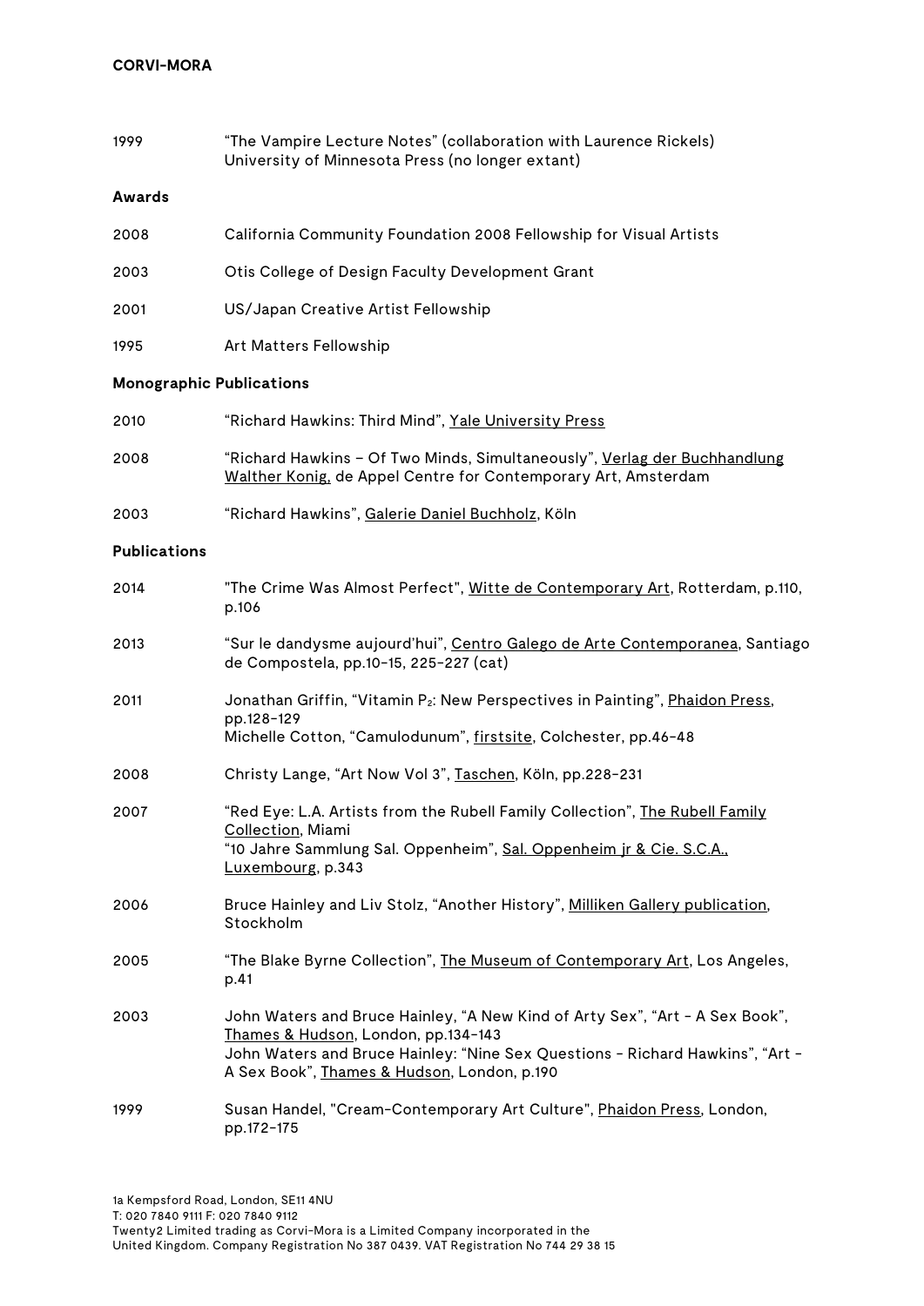| | |
|---|---|
| 1999 | "The Vampire Lecture Notes" (collaboration with Laurence Rickels)<br>University of Minnesota Press (no longer extant) |

**Awards**

| | |
|---|---|
| 2008 | California Community Foundation 2008 Fellowship for Visual Artists |
| 2003 | Otis College of Design Faculty Development Grant |
| 2001 | US/Japan Creative Artist Fellowship |
| 1995 | Art Matters Fellowship |

**Monographic Publications**

| | |
|---|---|
| 2010 | "Richard Hawkins: Third Mind", Yale University Press |
| 2008 | "Richard Hawkins – Of Two Minds, Simultaneously", Verlag der Buchhandlung Walther Konig, de Appel Centre for Contemporary Art, Amsterdam |
| 2003 | "Richard Hawkins", Galerie Daniel Buchholz, Köln |

**Publications**

| | |
|---|---|
| 2014 | "The Crime Was Almost Perfect", Witte de Contemporary Art, Rotterdam, p.110, p.106 |
| 2013 | "Sur le dandysme aujourd'hui", Centro Galego de Arte Contemporanea, Santiago de Compostela, pp.10-15, 225-227 (cat) |
| 2011 | Jonathan Griffin, "Vitamin $P_2$: New Perspectives in Painting", Phaidon Press, pp.128-129<br>Michelle Cotton, "Camulodunum", firstsite, Colchester, pp.46-48 |
| 2008 | Christy Lange, "Art Now Vol 3", Taschen, Köln, pp.228-231 |
| 2007 | "Red Eye: L.A. Artists from the Rubell Family Collection", The Rubell Family Collection, Miami<br>"10 Jahre Sammlung Sal. Oppenheim", Sal. Oppenheim jr & Cie. S.C.A., Luxembourg, p.343 |
| 2006 | Bruce Hainley and Liv Stolz, "Another History", Milliken Gallery publication, Stockholm |
| 2005 | "The Blake Byrne Collection", The Museum of Contemporary Art, Los Angeles, p.41 |
| 2003 | John Waters and Bruce Hainley, "A New Kind of Arty Sex", "Art - A Sex Book", Thames & Hudson, London, pp.134-143<br>John Waters and Bruce Hainley: "Nine Sex Questions - Richard Hawkins", "Art - A Sex Book", Thames & Hudson, London, p.190 |
| 1999 | Susan Handel, "Cream-Contemporary Art Culture", Phaidon Press, London, pp.172-175 |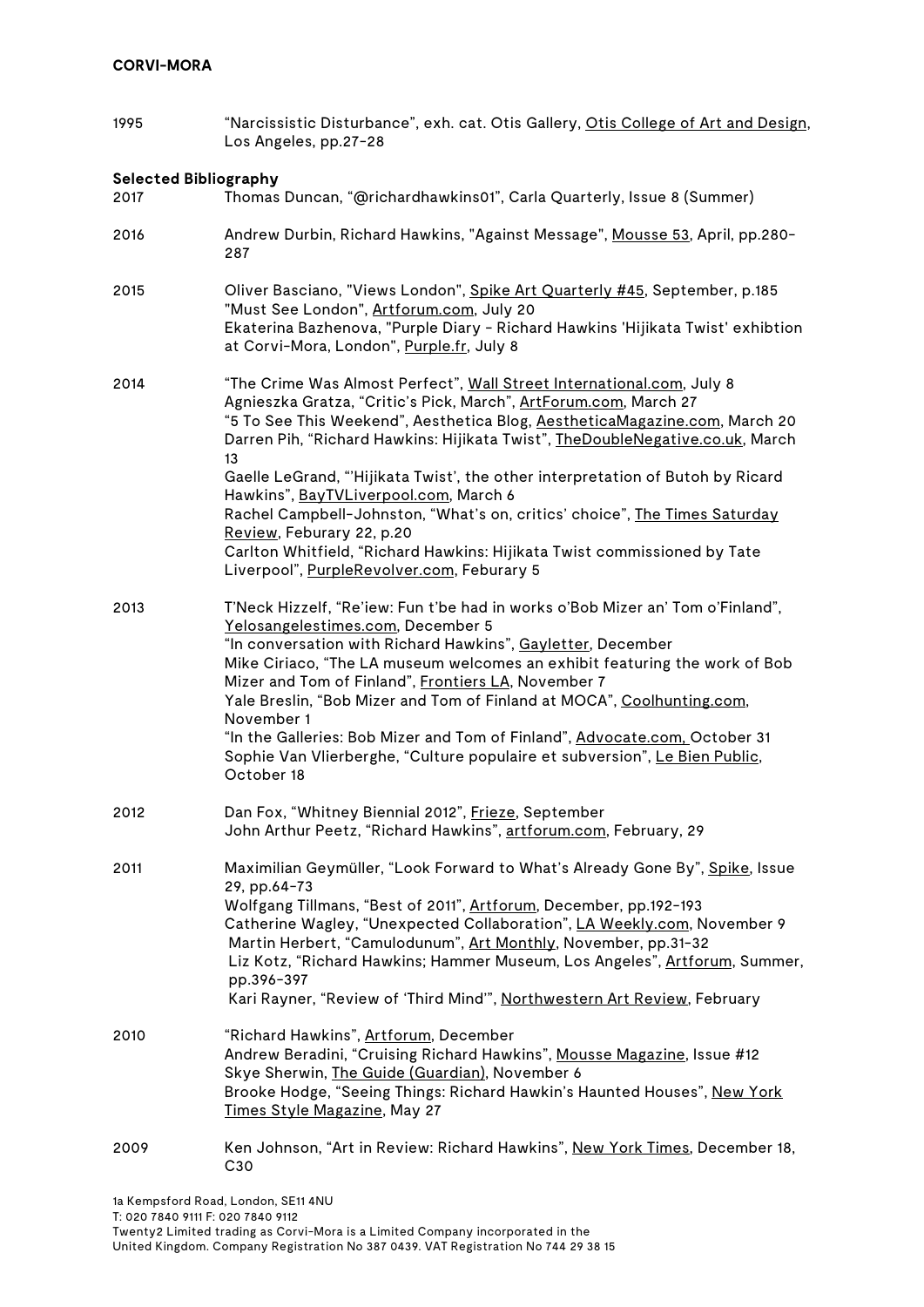1995 "Narcissistic Disturbance", exh. cat. Otis Gallery, Otis College of Art and Design, Los Angeles, pp.27-28

**Selected Bibliography**

2017 Thomas Duncan, "@richardhawkins01", Carla Quarterly, Issue 8 (Summer)

2016 Andrew Durbin, Richard Hawkins, "Against Message", Mousse 53, April, pp.280-287

2015 Oliver Basciano, "Views London", Spike Art Quarterly #45, September, p.185
"Must See London", Artforum.com, July 20
Ekaterina Bazhenova, "Purple Diary - Richard Hawkins 'Hijikata Twist' exhibtion at Corvi-Mora, London", Purple.fr, July 8

2014 "The Crime Was Almost Perfect", Wall Street International.com, July 8
Agnieszka Gratza, "Critic's Pick, March", ArtForum.com, March 27
"5 To See This Weekend", Aesthetica Blog, AestheticaMagazine.com, March 20
Darren Pih, "Richard Hawkins: Hijikata Twist", TheDoubleNegative.co.uk, March 13
Gaelle LeGrand, "'Hijikata Twist', the other interpretation of Butoh by Ricard Hawkins", BayTVLiverpool.com, March 6
Rachel Campbell-Johnston, "What's on, critics' choice", The Times Saturday Review, Feburary 22, p.20
Carlton Whitfield, "Richard Hawkins: Hijikata Twist commissioned by Tate Liverpool", PurpleRevolver.com, Feburary 5

2013 T'Neck Hizzelf, "Re'iew: Fun t'be had in works o'Bob Mizer an' Tom o'Finland", Yelosangelestimes.com, December 5
"In conversation with Richard Hawkins", Gayletter, December
Mike Ciriaco, "The LA museum welcomes an exhibit featuring the work of Bob Mizer and Tom of Finland", Frontiers LA, November 7
Yale Breslin, "Bob Mizer and Tom of Finland at MOCA", Coolhunting.com, November 1
"In the Galleries: Bob Mizer and Tom of Finland", Advocate.com, October 31
Sophie Van Vlierberghe, "Culture populaire et subversion", Le Bien Public, October 18

2012 Dan Fox, "Whitney Biennial 2012", Frieze, September
John Arthur Peetz, "Richard Hawkins", artforum.com, February, 29

2011 Maximilian Geymüller, "Look Forward to What's Already Gone By", Spike, Issue 29, pp.64-73
Wolfgang Tillmans, "Best of 2011", Artforum, December, pp.192-193
Catherine Wagley, "Unexpected Collaboration", LA Weekly.com, November 9
Martin Herbert, "Camulodunum", Art Monthly, November, pp.31-32
Liz Kotz, "Richard Hawkins; Hammer Museum, Los Angeles", Artforum, Summer, pp.396-397
Kari Rayner, "Review of 'Third Mind'", Northwestern Art Review, February

2010 "Richard Hawkins", Artforum, December
Andrew Beradini, "Cruising Richard Hawkins", Mousse Magazine, Issue #12
Skye Sherwin, The Guide (Guardian), November 6
Brooke Hodge, "Seeing Things: Richard Hawkin's Haunted Houses", New York Times Style Magazine, May 27

2009 Ken Johnson, "Art in Review: Richard Hawkins", New York Times, December 18, C30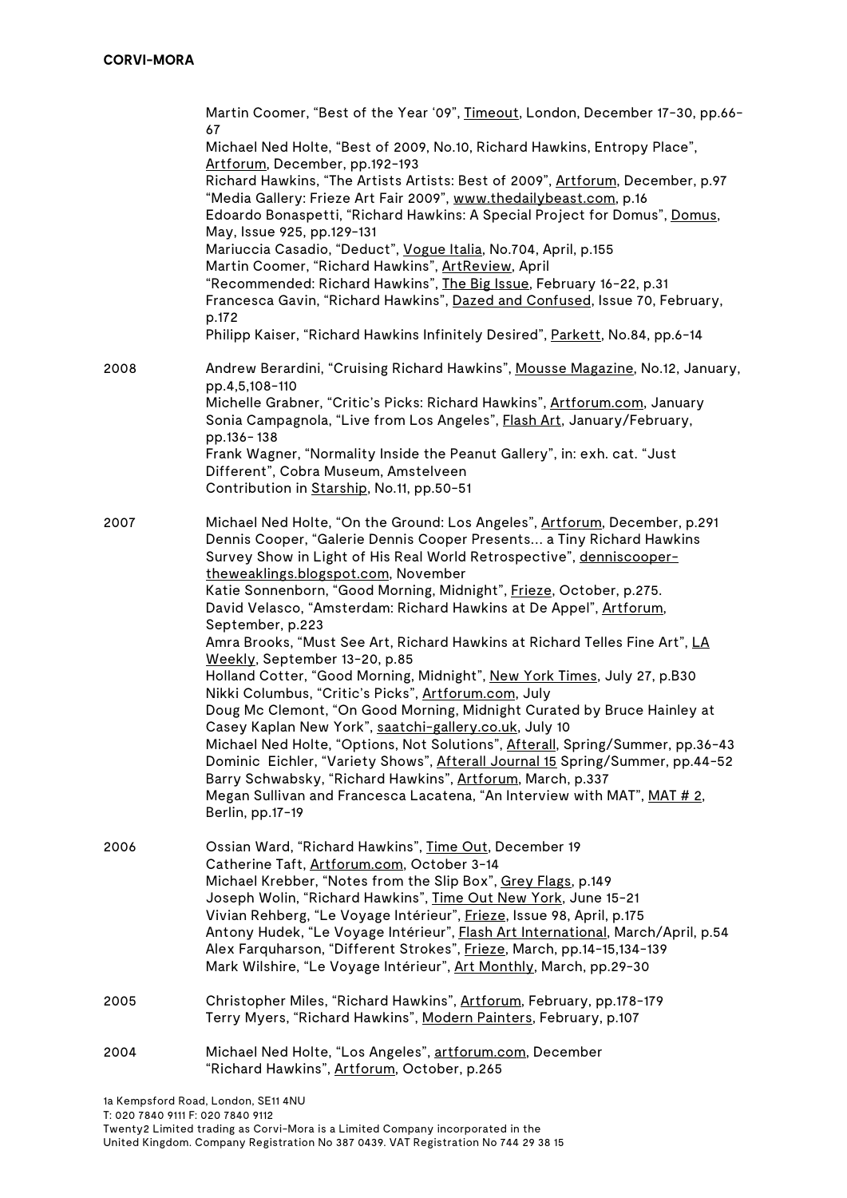Martin Coomer, "Best of the Year '09", Timeout, London, December 17-30, pp.66-67
Michael Ned Holte, "Best of 2009, No.10, Richard Hawkins, Entropy Place", Artforum, December, pp.192-193
Richard Hawkins, "The Artists Artists: Best of 2009", Artforum, December, p.97
"Media Gallery: Frieze Art Fair 2009", www.thedailybeast.com, p.16
Edoardo Bonaspetti, "Richard Hawkins: A Special Project for Domus", Domus, May, Issue 925, pp.129-131
Mariuccia Casadio, "Deduct", Vogue Italia, No.704, April, p.155
Martin Coomer, "Richard Hawkins", ArtReview, April
"Recommended: Richard Hawkins", The Big Issue, February 16-22, p.31
Francesca Gavin, "Richard Hawkins", Dazed and Confused, Issue 70, February, p.172
Philipp Kaiser, "Richard Hawkins Infinitely Desired", Parkett, No.84, pp.6-14

| | |
|---|---|
| 2008 | Andrew Berardini, "Cruising Richard Hawkins", Mousse Magazine, No.12, January, pp.4,5,108-110<br>Michelle Grabner, "Critic's Picks: Richard Hawkins", Artforum.com, January<br>Sonia Campagnola, "Live from Los Angeles", Flash Art, January/February, pp.136- 138<br>Frank Wagner, "Normality Inside the Peanut Gallery", in: exh. cat. "Just Different", Cobra Museum, Amstelveen<br>Contribution in Starship, No.11, pp.50-51 |
| 2007 | Michael Ned Holte, "On the Ground: Los Angeles", Artforum, December, p.291<br>Dennis Cooper, "Galerie Dennis Cooper Presents... a Tiny Richard Hawkins Survey Show in Light of His Real World Retrospective", denniscooper-theweaklings.blogspot.com, November<br>Katie Sonnenborn, "Good Morning, Midnight", Frieze, October, p.275.<br>David Velasco, "Amsterdam: Richard Hawkins at De Appel", Artforum, September, p.223<br>Amra Brooks, "Must See Art, Richard Hawkins at Richard Telles Fine Art", LA Weekly, September 13-20, p.85<br>Holland Cotter, "Good Morning, Midnight", New York Times, July 27, p.B30<br>Nikki Columbus, "Critic's Picks", Artforum.com, July<br>Doug Mc Clemont, "On Good Morning, Midnight Curated by Bruce Hainley at Casey Kaplan New York", saatchi-gallery.co.uk, July 10<br>Michael Ned Holte, "Options, Not Solutions", Afterall, Spring/Summer, pp.36-43<br>Dominic Eichler, "Variety Shows", Afterall Journal 15 Spring/Summer, pp.44-52<br>Barry Schwabsky, "Richard Hawkins", Artforum, March, p.337<br>Megan Sullivan and Francesca Lacatena, "An Interview with MAT", MAT # 2, Berlin, pp.17-19 |
| 2006 | Ossian Ward, "Richard Hawkins", Time Out, December 19<br>Catherine Taft, Artforum.com, October 3-14<br>Michael Krebber, "Notes from the Slip Box", Grey Flags, p.149<br>Joseph Wolin, "Richard Hawkins", Time Out New York, June 15-21<br>Vivian Rehberg, "Le Voyage Intérieur", Frieze, Issue 98, April, p.175<br>Antony Hudek, "Le Voyage Intérieur", Flash Art International, March/April, p.54<br>Alex Farquharson, "Different Strokes", Frieze, March, pp.14-15,134-139<br>Mark Wilshire, "Le Voyage Intérieur", Art Monthly, March, pp.29-30 |
| 2005 | Christopher Miles, "Richard Hawkins", Artforum, February, pp.178-179<br>Terry Myers, "Richard Hawkins", Modern Painters, February, p.107 |
| 2004 | Michael Ned Holte, "Los Angeles", artforum.com, December<br>"Richard Hawkins", Artforum, October, p.265 |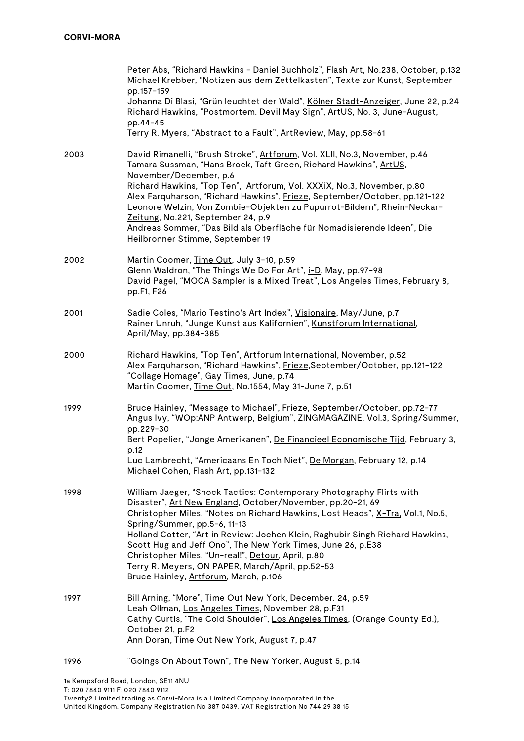Peter Abs, "Richard Hawkins - Daniel Buchholz", Flash Art, No.238, October, p.132
Michael Krebber, "Notizen aus dem Zettelkasten", Texte zur Kunst, September pp.157-159
Johanna Di Blasi, "Grün leuchtet der Wald", Kölner Stadt-Anzeiger, June 22, p.24
Richard Hawkins, "Postmortem. Devil May Sign", ArtUS, No. 3, June-August, pp.44-45
Terry R. Myers, "Abstract to a Fault", ArtReview, May, pp.58-61

**2003**

David Rimanelli, "Brush Stroke", Artforum, Vol. XLII, No.3, November, p.46
Tamara Sussman, "Hans Broek, Taft Green, Richard Hawkins", ArtUS, November/December, p.6
Richard Hawkins, "Top Ten", Artforum, Vol. XXXiX, No.3, November, p.80
Alex Farquharson, "Richard Hawkins", Frieze, September/October, pp.121-122
Leonore Welzin, Von Zombie-Objekten zu Pupurrot-Bildern", Rhein-Neckar-Zeitung, No.221, September 24, p.9
Andreas Sommer, "Das Bild als Oberfläche für Nomadisierende Ideen", Die Heilbronner Stimme, September 19

**2002**

Martin Coomer, Time Out, July 3-10, p.59
Glenn Waldron, "The Things We Do For Art", i-D, May, pp.97-98
David Pagel, "MOCA Sampler is a Mixed Treat", Los Angeles Times, February 8, pp.F1, F26

**2001**

Sadie Coles, "Mario Testino's Art Index", Visionaire, May/June, p.7
Rainer Unruh, "Junge Kunst aus Kalifornien", Kunstforum International, April/May, pp.384-385

**2000**

Richard Hawkins, "Top Ten", Artforum International, November, p.52
Alex Farquharson, "Richard Hawkins", Frieze,September/October, pp.121-122
"Collage Homage", Gay Times, June, p.74
Martin Coomer, Time Out, No.1554, May 31-June 7, p.51

**1999**

Bruce Hainley, "Message to Michael", Frieze, September/October, pp.72-77
Angus Ivy, "WOp:ANP Antwerp, Belgium", ZINGMAGAZINE, Vol.3, Spring/Summer, pp.229-30
Bert Popelier, "Jonge Amerikanen", De Financieel Economische Tijd, February 3, p.12
Luc Lambrecht, "Americaans En Toch Niet", De Morgan, February 12, p.14
Michael Cohen, Flash Art, pp.131-132

**1998**

William Jaeger, "Shock Tactics: Contemporary Photography Flirts with Disaster", Art New England, October/November, pp.20-21, 69
Christopher Miles, "Notes on Richard Hawkins, Lost Heads", X-Tra, Vol.1, No.5, Spring/Summer, pp.5-6, 11-13
Holland Cotter, "Art in Review: Jochen Klein, Raghubir Singh Richard Hawkins, Scott Hug and Jeff Ono", The New York Times, June 26, p.E38
Christopher Miles, "Un-real!", Detour, April, p.80
Terry R. Meyers, ON PAPER, March/April, pp.52-53
Bruce Hainley, Artforum, March, p.106

**1997**

Bill Arning, "More", Time Out New York, December. 24, p.59
Leah Ollman, Los Angeles Times, November 28, p.F31
Cathy Curtis, "The Cold Shoulder", Los Angeles Times, (Orange County Ed.), October 21, p.F2
Ann Doran, Time Out New York, August 7, p.47

**1996**

"Goings On About Town", The New Yorker, August 5, p.14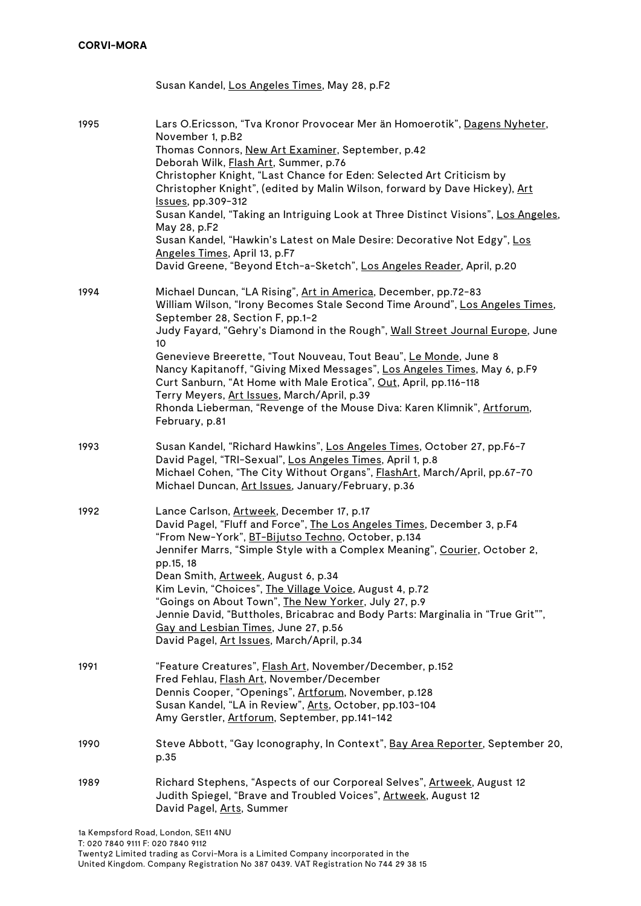Susan Kandel, Los Angeles Times, May 28, p.F2

1995

Lars O.Ericsson, "Tva Kronor Provocear Mer än Homoerotik", Dagens Nyheter, November 1, p.B2
Thomas Connors, New Art Examiner, September, p.42
Deborah Wilk, Flash Art, Summer, p.76
Christopher Knight, "Last Chance for Eden: Selected Art Criticism by Christopher Knight", (edited by Malin Wilson, forward by Dave Hickey), Art Issues, pp.309-312
Susan Kandel, "Taking an Intriguing Look at Three Distinct Visions", Los Angeles, May 28, p.F2
Susan Kandel, "Hawkin's Latest on Male Desire: Decorative Not Edgy", Los Angeles Times, April 13, p.F7
David Greene, "Beyond Etch-a-Sketch", Los Angeles Reader, April, p.20

1994

Michael Duncan, "LA Rising", Art in America, December, pp.72-83
William Wilson, "Irony Becomes Stale Second Time Around", Los Angeles Times, September 28, Section F, pp.1-2
Judy Fayard, "Gehry's Diamond in the Rough", Wall Street Journal Europe, June 10
Genevieve Breerette, "Tout Nouveau, Tout Beau", Le Monde, June 8
Nancy Kapitanoff, "Giving Mixed Messages", Los Angeles Times, May 6, p.F9
Curt Sanburn, "At Home with Male Erotica", Out, April, pp.116-118
Terry Meyers, Art Issues, March/April, p.39
Rhonda Lieberman, "Revenge of the Mouse Diva: Karen Klimnik", Artforum, February, p.81

1993

Susan Kandel, "Richard Hawkins", Los Angeles Times, October 27, pp.F6-7
David Pagel, "TRI-Sexual", Los Angeles Times, April 1, p.8
Michael Cohen, "The City Without Organs", FlashArt, March/April, pp.67-70
Michael Duncan, Art Issues, January/February, p.36

1992

Lance Carlson, Artweek, December 17, p.17
David Pagel, "Fluff and Force", The Los Angeles Times, December 3, p.F4
"From New-York", BT-Bijutso Techno, October, p.134
Jennifer Marrs, "Simple Style with a Complex Meaning", Courier, October 2, pp.15, 18
Dean Smith, Artweek, August 6, p.34
Kim Levin, "Choices", The Village Voice, August 4, p.72
"Goings on About Town", The New Yorker, July 27, p.9
Jennie David, "Buttholes, Bricabrac and Body Parts: Marginalia in "True Grit"", Gay and Lesbian Times, June 27, p.56
David Pagel, Art Issues, March/April, p.34

1991

"Feature Creatures", Flash Art, November/December, p.152
Fred Fehlau, Flash Art, November/December
Dennis Cooper, "Openings", Artforum, November, p.128
Susan Kandel, "LA in Review", Arts, October, pp.103-104
Amy Gerstler, Artforum, September, pp.141-142

1990

Steve Abbott, "Gay Iconography, In Context", Bay Area Reporter, September 20, p.35

1989

Richard Stephens, "Aspects of our Corporeal Selves", Artweek, August 12
Judith Spiegel, "Brave and Troubled Voices", Artweek, August 12
David Pagel, Arts, Summer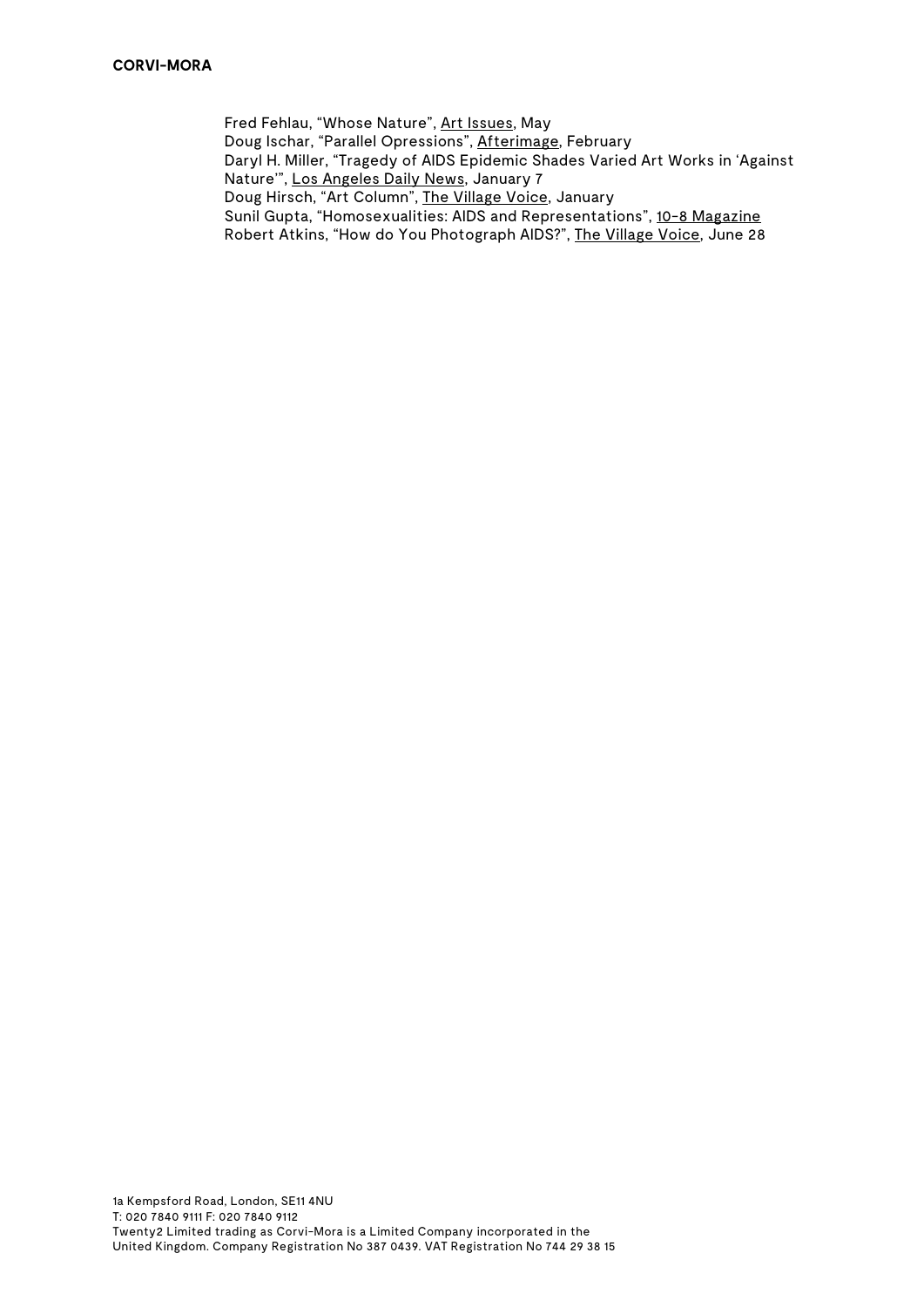Fred Fehlau, "Whose Nature", Art Issues, May
Doug Ischar, "Parallel Opressions", Afterimage, February
Daryl H. Miller, "Tragedy of AIDS Epidemic Shades Varied Art Works in 'Against Nature'", Los Angeles Daily News, January 7
Doug Hirsch, "Art Column", The Village Voice, January
Sunil Gupta, "Homosexualities: AIDS and Representations", 10-8 Magazine
Robert Atkins, "How do You Photograph AIDS?", The Village Voice, June 28